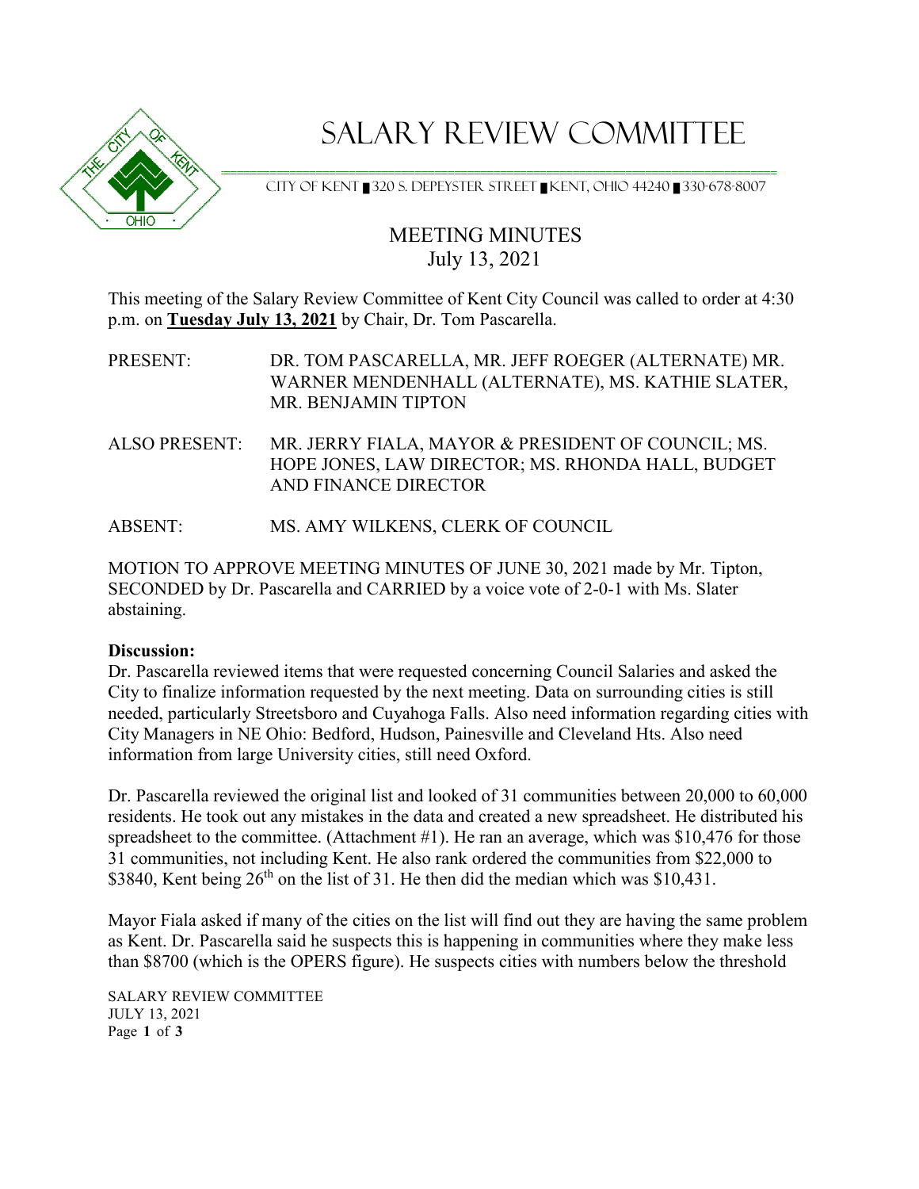# SALARY REVIEW COMMITTEE

CITY OF KENT ▪ 320 S. DEPEYSTER STREET ▪ KENT, OHIO 44240 ▪ 330-678-8007

## MEETING MINUTES
July 13, 2021

This meeting of the Salary Review Committee of Kent City Council was called to order at 4:30 p.m. on **Tuesday July 13, 2021** by Chair, Dr. Tom Pascarella.

PRESENT: DR. TOM PASCARELLA, MR. JEFF ROEGER (ALTERNATE) MR. WARNER MENDENHALL (ALTERNATE), MS. KATHIE SLATER, MR. BENJAMIN TIPTON

ALSO PRESENT: MR. JERRY FIALA, MAYOR & PRESIDENT OF COUNCIL; MS. HOPE JONES, LAW DIRECTOR; MS. RHONDA HALL, BUDGET AND FINANCE DIRECTOR

ABSENT: MS. AMY WILKENS, CLERK OF COUNCIL

MOTION TO APPROVE MEETING MINUTES OF JUNE 30, 2021 made by Mr. Tipton, SECONDED by Dr. Pascarella and CARRIED by a voice vote of 2-0-1 with Ms. Slater abstaining.

**Discussion:**

Dr. Pascarella reviewed items that were requested concerning Council Salaries and asked the City to finalize information requested by the next meeting. Data on surrounding cities is still needed, particularly Streetsboro and Cuyahoga Falls. Also need information regarding cities with City Managers in NE Ohio: Bedford, Hudson, Painesville and Cleveland Hts. Also need information from large University cities, still need Oxford.

Dr. Pascarella reviewed the original list and looked of 31 communities between 20,000 to 60,000 residents. He took out any mistakes in the data and created a new spreadsheet. He distributed his spreadsheet to the committee. (Attachment #1). He ran an average, which was $10,476 for those 31 communities, not including Kent. He also rank ordered the communities from $22,000 to $3840, Kent being 26th on the list of 31. He then did the median which was $10,431.

Mayor Fiala asked if many of the cities on the list will find out they are having the same problem as Kent. Dr. Pascarella said he suspects this is happening in communities where they make less than $8700 (which is the OPERS figure). He suspects cities with numbers below the threshold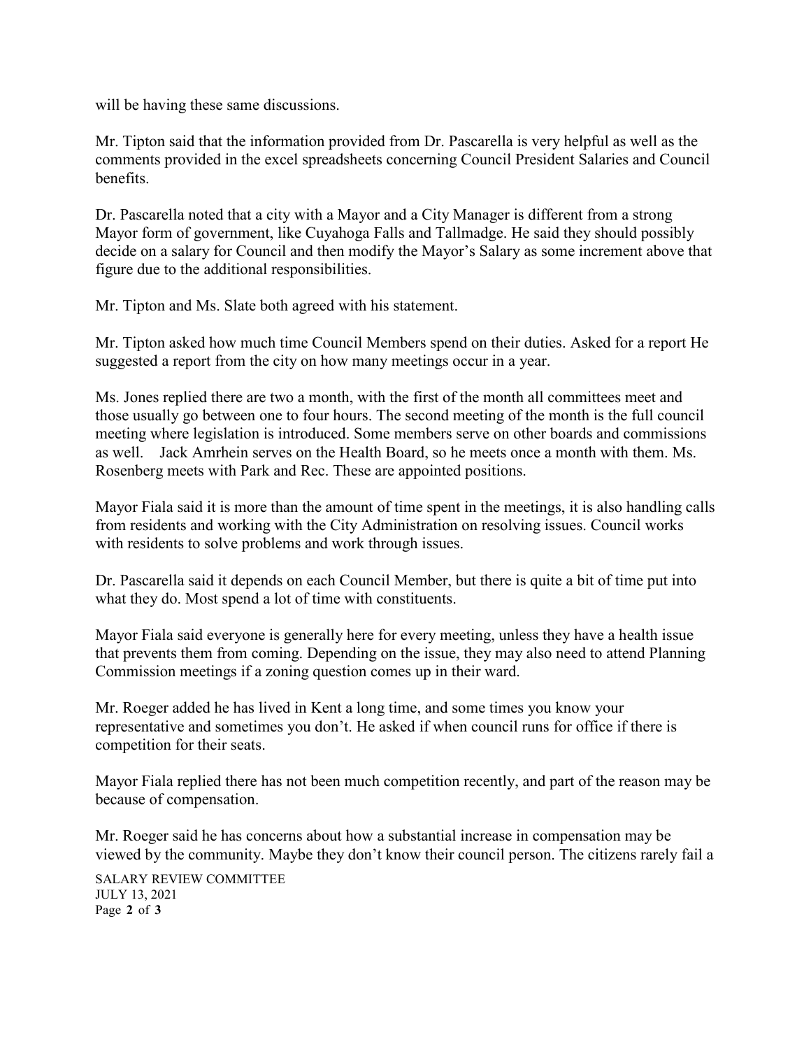will be having these same discussions.

Mr. Tipton said that the information provided from Dr. Pascarella is very helpful as well as the comments provided in the excel spreadsheets concerning Council President Salaries and Council benefits.

Dr. Pascarella noted that a city with a Mayor and a City Manager is different from a strong Mayor form of government, like Cuyahoga Falls and Tallmadge. He said they should possibly decide on a salary for Council and then modify the Mayor's Salary as some increment above that figure due to the additional responsibilities.

Mr. Tipton and Ms. Slate both agreed with his statement.

Mr. Tipton asked how much time Council Members spend on their duties. Asked for a report He suggested a report from the city on how many meetings occur in a year.

Ms. Jones replied there are two a month, with the first of the month all committees meet and those usually go between one to four hours. The second meeting of the month is the full council meeting where legislation is introduced. Some members serve on other boards and commissions as well. Jack Amrhein serves on the Health Board, so he meets once a month with them. Ms. Rosenberg meets with Park and Rec. These are appointed positions.

Mayor Fiala said it is more than the amount of time spent in the meetings, it is also handling calls from residents and working with the City Administration on resolving issues. Council works with residents to solve problems and work through issues.

Dr. Pascarella said it depends on each Council Member, but there is quite a bit of time put into what they do. Most spend a lot of time with constituents.

Mayor Fiala said everyone is generally here for every meeting, unless they have a health issue that prevents them from coming. Depending on the issue, they may also need to attend Planning Commission meetings if a zoning question comes up in their ward.

Mr. Roeger added he has lived in Kent a long time, and some times you know your representative and sometimes you don't. He asked if when council runs for office if there is competition for their seats.

Mayor Fiala replied there has not been much competition recently, and part of the reason may be because of compensation.

Mr. Roeger said he has concerns about how a substantial increase in compensation may be viewed by the community. Maybe they don't know their council person. The citizens rarely fail a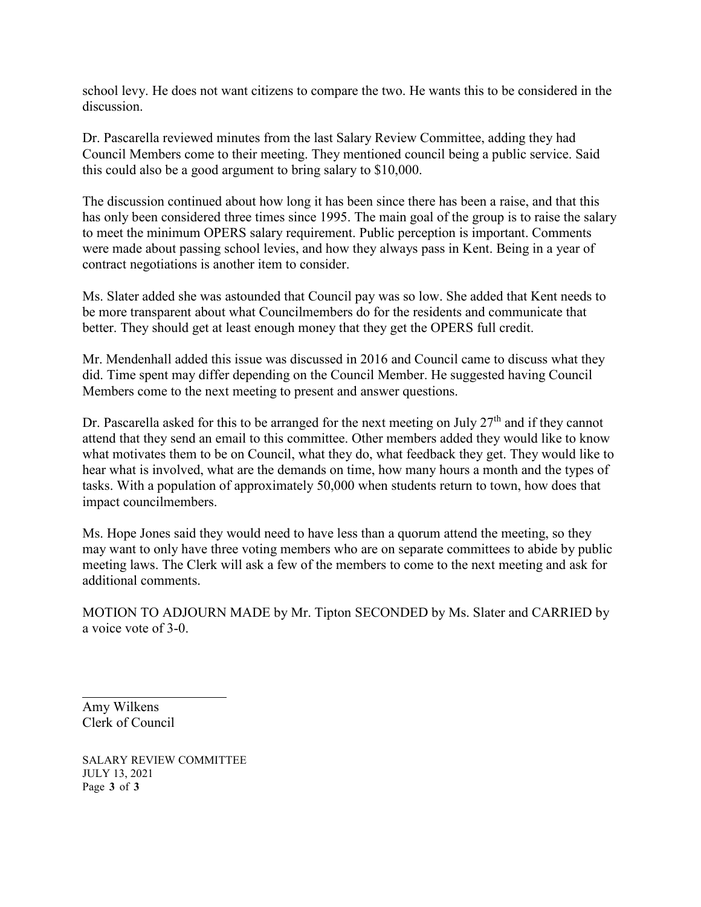school levy. He does not want citizens to compare the two. He wants this to be considered in the discussion.

Dr. Pascarella reviewed minutes from the last Salary Review Committee, adding they had Council Members come to their meeting. They mentioned council being a public service. Said this could also be a good argument to bring salary to $10,000.

The discussion continued about how long it has been since there has been a raise, and that this has only been considered three times since 1995. The main goal of the group is to raise the salary to meet the minimum OPERS salary requirement. Public perception is important. Comments were made about passing school levies, and how they always pass in Kent. Being in a year of contract negotiations is another item to consider.

Ms. Slater added she was astounded that Council pay was so low. She added that Kent needs to be more transparent about what Councilmembers do for the residents and communicate that better. They should get at least enough money that they get the OPERS full credit.

Mr. Mendenhall added this issue was discussed in 2016 and Council came to discuss what they did. Time spent may differ depending on the Council Member. He suggested having Council Members come to the next meeting to present and answer questions.

Dr. Pascarella asked for this to be arranged for the next meeting on July 27th and if they cannot attend that they send an email to this committee. Other members added they would like to know what motivates them to be on Council, what they do, what feedback they get. They would like to hear what is involved, what are the demands on time, how many hours a month and the types of tasks. With a population of approximately 50,000 when students return to town, how does that impact councilmembers.

Ms. Hope Jones said they would need to have less than a quorum attend the meeting, so they may want to only have three voting members who are on separate committees to abide by public meeting laws. The Clerk will ask a few of the members to come to the next meeting and ask for additional comments.

MOTION TO ADJOURN MADE by Mr. Tipton SECONDED by Ms. Slater and CARRIED by a voice vote of 3-0.

\_\_\_\_\_\_\_\_\_\_\_\_\_\_\_\_\_\_\_\_\_\_\_

Amy Wilkens
Clerk of Council

SALARY REVIEW COMMITTEE
JULY 13, 2021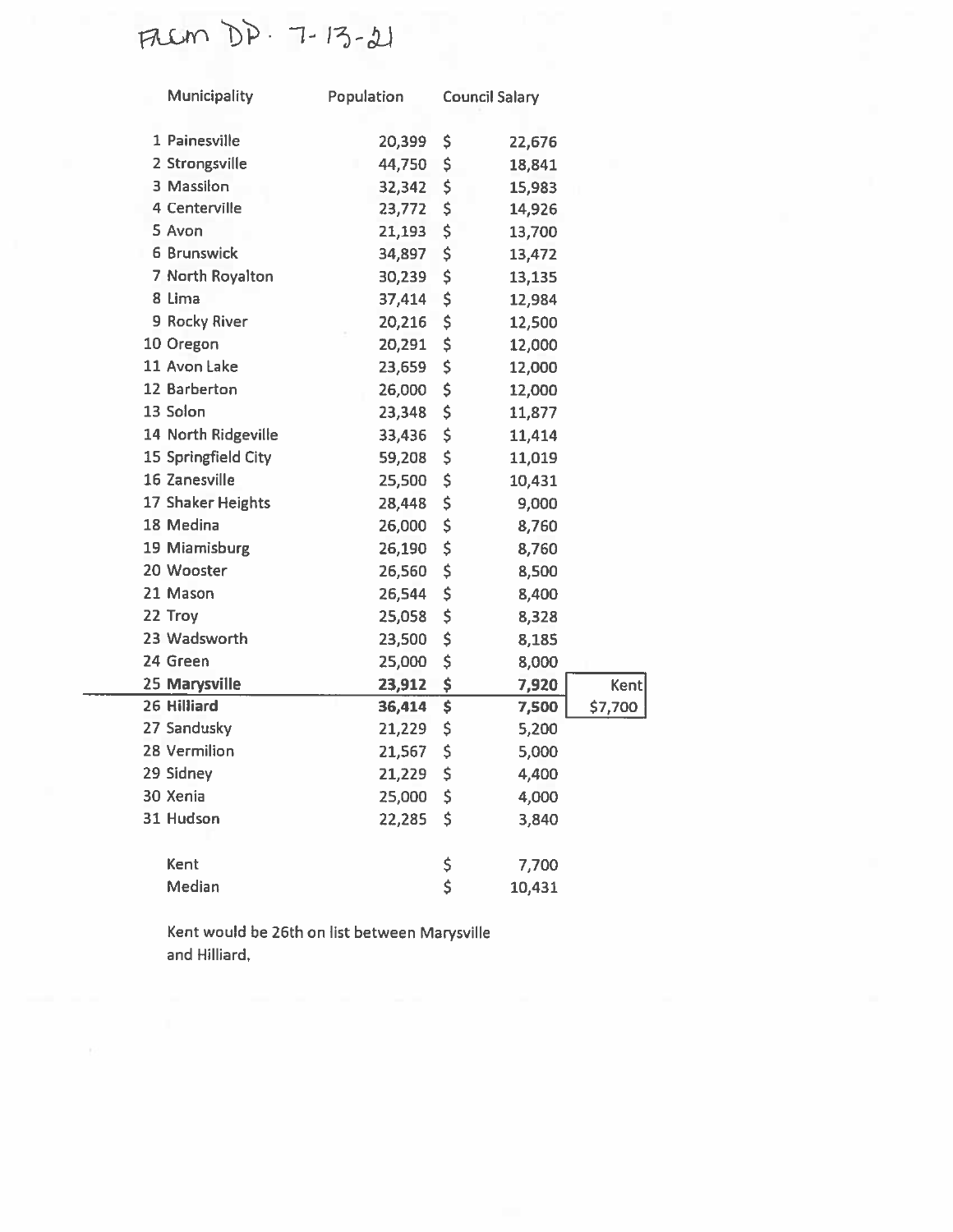From DP. 7-13-21

| | Municipality | Population | Council Salary |
|---|---|---|---|
| 1 | Painesville | 20,399 | $ 22,676 |
| 2 | Strongsville | 44,750 | $ 18,841 |
| 3 | Massilon | 32,342 | $ 15,983 |
| 4 | Centerville | 23,772 | $ 14,926 |
| 5 | Avon | 21,193 | $ 13,700 |
| 6 | Brunswick | 34,897 | $ 13,472 |
| 7 | North Royalton | 30,239 | $ 13,135 |
| 8 | Lima | 37,414 | $ 12,984 |
| 9 | Rocky River | 20,216 | $ 12,500 |
| 10 | Oregon | 20,291 | $ 12,000 |
| 11 | Avon Lake | 23,659 | $ 12,000 |
| 12 | Barberton | 26,000 | $ 12,000 |
| 13 | Solon | 23,348 | $ 11,877 |
| 14 | North Ridgeville | 33,436 | $ 11,414 |
| 15 | Springfield City | 59,208 | $ 11,019 |
| 16 | Zanesville | 25,500 | $ 10,431 |
| 17 | Shaker Heights | 28,448 | $ 9,000 |
| 18 | Medina | 26,000 | $ 8,760 |
| 19 | Miamisburg | 26,190 | $ 8,760 |
| 20 | Wooster | 26,560 | $ 8,500 |
| 21 | Mason | 26,544 | $ 8,400 |
| 22 | Troy | 25,058 | $ 8,328 |
| 23 | Wadsworth | 23,500 | $ 8,185 |
| 24 | Green | 25,000 | $ 8,000 |
| **25** | **Marysville** | **23,912** | **$ 7,920** |
| | *Kent* | | *$7,700* |
| **26** | **Hilliard** | **36,414** | **$ 7,500** |
| 27 | Sandusky | 21,229 | $ 5,200 |
| 28 | Vermilion | 21,567 | $ 5,000 |
| 29 | Sidney | 21,229 | $ 4,400 |
| 30 | Xenia | 25,000 | $ 4,000 |
| 31 | Hudson | 22,285 | $ 3,840 |
| | Kent | | $ 7,700 |
| | Median | | $ 10,431 |

Kent would be 26th on list between Marysville and Hilliard.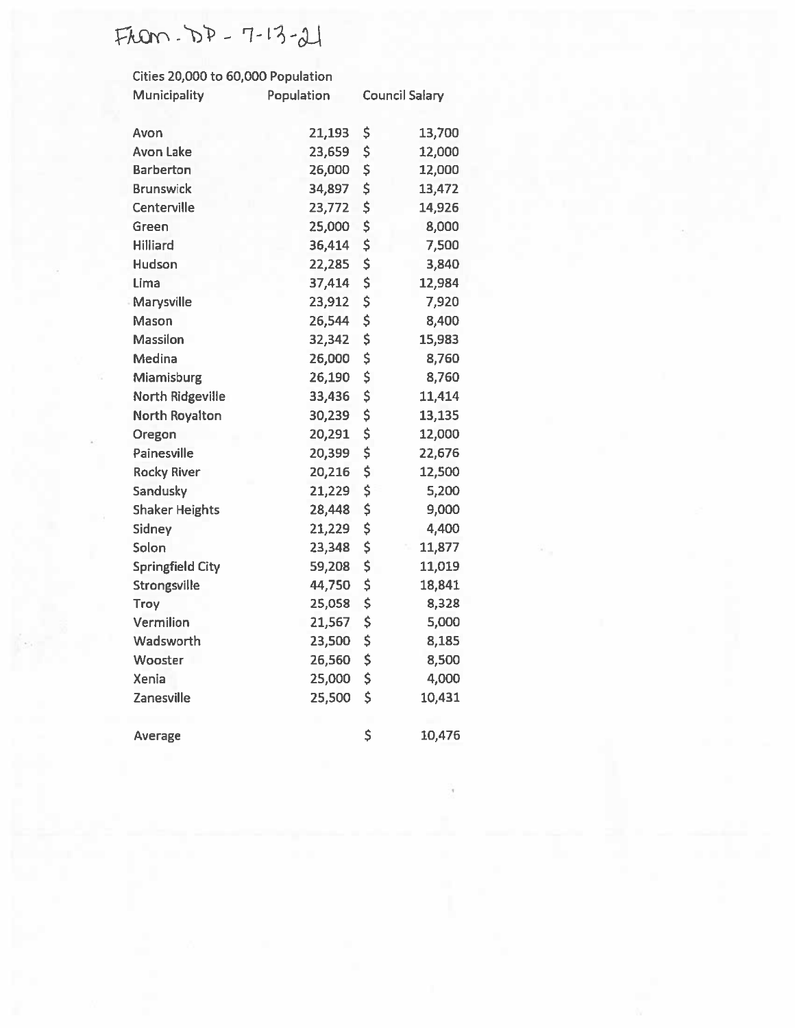From - DP - 7-13-21

Cities 20,000 to 60,000 Population

| Municipality | Population | Council Salary |
|---|---|---|
| Avon | 21,193 | $ 13,700 |
| Avon Lake | 23,659 | $ 12,000 |
| Barberton | 26,000 | $ 12,000 |
| Brunswick | 34,897 | $ 13,472 |
| Centerville | 23,772 | $ 14,926 |
| Green | 25,000 | $ 8,000 |
| Hilliard | 36,414 | $ 7,500 |
| Hudson | 22,285 | $ 3,840 |
| Lima | 37,414 | $ 12,984 |
| Marysville | 23,912 | $ 7,920 |
| Mason | 26,544 | $ 8,400 |
| Massilon | 32,342 | $ 15,983 |
| Medina | 26,000 | $ 8,760 |
| Miamisburg | 26,190 | $ 8,760 |
| North Ridgeville | 33,436 | $ 11,414 |
| North Royalton | 30,239 | $ 13,135 |
| Oregon | 20,291 | $ 12,000 |
| Painesville | 20,399 | $ 22,676 |
| Rocky River | 20,216 | $ 12,500 |
| Sandusky | 21,229 | $ 5,200 |
| Shaker Heights | 28,448 | $ 9,000 |
| Sidney | 21,229 | $ 4,400 |
| Solon | 23,348 | $ 11,877 |
| Springfield City | 59,208 | $ 11,019 |
| Strongsville | 44,750 | $ 18,841 |
| Troy | 25,058 | $ 8,328 |
| Vermilion | 21,567 | $ 5,000 |
| Wadsworth | 23,500 | $ 8,185 |
| Wooster | 26,560 | $ 8,500 |
| Xenia | 25,000 | $ 4,000 |
| Zanesville | 25,500 | $ 10,431 |
| Average | | $ 10,476 |